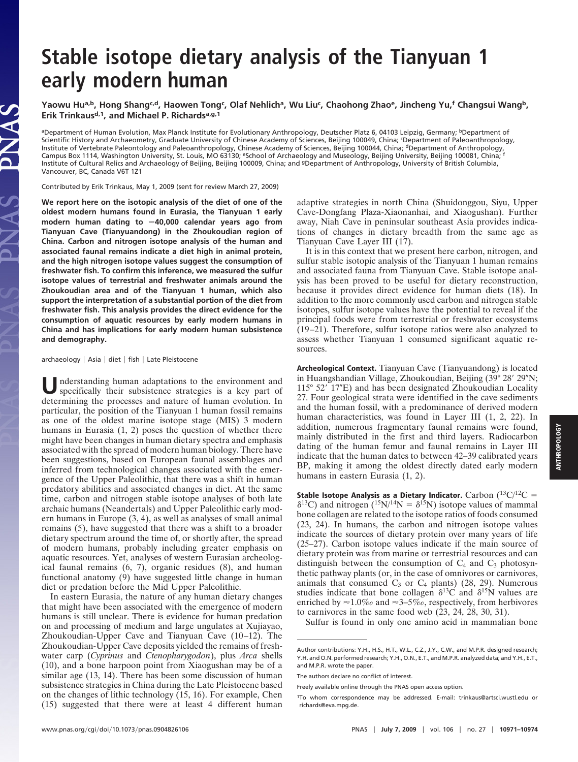# Stable isotope dietary analysis of the Tianyuan 1 early modern human

Yaowu Hu[a,b], Hong Shang[c,d], Haowen Tong[c], Olaf Nehlich[a], Wu Liu[c], Chaohong Zhao[e], Jincheng Yu[f] Changsui Wang[b], Erik Trinkaus[d,1], and Michael P. Richards[a,g,1]

[a]Department of Human Evolution, Max Planck Institute for Evolutionary Anthropology, Deutscher Platz 6, 04103 Leipzig, Germany; [b]Department of Scientific History and Archaeometry, Graduate University of Chinese Academy of Sciences, Beijing 100049, China; [c]Department of Paleoanthropology, Institute of Vertebrate Paleontology and Paleoanthropology, Chinese Academy of Sciences, Beijing 100044, China; [d]Department of Anthropology, Campus Box 1114, Washington University, St. Louis, MO 63130; [e]School of Archaeology and Museology, Beijing University, Beijing 100081, China; [f]Institute of Cultural Relics and Archaeology of Beijing, Beijing 100009, China; and [g]Department of Anthropology, University of British Columbia, Vancouver, BC, Canada V6T 1Z1

Contributed by Erik Trinkaus, May 1, 2009 (sent for review March 27, 2009)

**We report here on the isotopic analysis of the diet of one of the oldest modern humans found in Eurasia, the Tianyuan 1 early modern human dating to ≈40,000 calendar years ago from Tianyuan Cave (Tianyuandong) in the Zhoukoudian region of China. Carbon and nitrogen isotope analysis of the human and associated faunal remains indicate a diet high in animal protein, and the high nitrogen isotope values suggest the consumption of freshwater fish. To confirm this inference, we measured the sulfur isotope values of terrestrial and freshwater animals around the Zhoukoudian area and of the Tianyuan 1 human, which also support the interpretation of a substantial portion of the diet from freshwater fish. This analysis provides the direct evidence for the consumption of aquatic resources by early modern humans in China and has implications for early modern human subsistence and demography.**

archaeology | Asia | diet | fish | Late Pleistocene

Understanding human adaptations to the environment and specifically their subsistence strategies is a key part of determining the processes and nature of human evolution. In particular, the position of the Tianyuan 1 human fossil remains as one of the oldest marine isotope stage (MIS) 3 modern humans in Eurasia (1, 2) poses the question of whether there might have been changes in human dietary spectra and emphasis associated with the spread of modern human biology. There have been suggestions, based on European faunal assemblages and inferred from technological changes associated with the emergence of the Upper Paleolithic, that there was a shift in human predatory abilities and associated changes in diet. At the same time, carbon and nitrogen stable isotope analyses of both late archaic humans (Neandertals) and Upper Paleolithic early modern humans in Europe (3, 4), as well as analyses of small animal remains (5), have suggested that there was a shift to a broader dietary spectrum around the time of, or shortly after, the spread of modern humans, probably including greater emphasis on aquatic resources. Yet, analyses of western Eurasian archeological faunal remains (6, 7), organic residues (8), and human functional anatomy (9) have suggested little change in human diet or predation before the Mid Upper Paleolithic.

In eastern Eurasia, the nature of any human dietary changes that might have been associated with the emergence of modern humans is still unclear. There is evidence for human predation on and processing of medium and large ungulates at Xujiayao, Zhoukoudian-Upper Cave and Tianyuan Cave (10–12). The Zhoukoudian-Upper Cave deposits yielded the remains of freshwater carp (*Cyprinus* and *Ctenopharygodon*), plus *Arca* shells (10), and a bone harpoon point from Xiaogushan may be of a similar age (13, 14). There has been some discussion of human subsistence strategies in China during the Late Pleistocene based on the changes of lithic technology (15, 16). For example, Chen (15) suggested that there were at least 4 different human adaptive strategies in north China (Shuidonggou, Siyu, Upper Cave-Dongfang Plaza-Xiaonanhai, and Xiaogushan). Further away, Niah Cave in peninsular southeast Asia provides indications of changes in dietary breadth from the same age as Tianyuan Cave Layer III (17).

It is in this context that we present here carbon, nitrogen, and sulfur stable isotopic analysis of the Tianyuan 1 human remains and associated fauna from Tianyuan Cave. Stable isotope analysis has been proved to be useful for dietary reconstruction, because it provides direct evidence for human diets (18). In addition to the more commonly used carbon and nitrogen stable isotopes, sulfur isotope values have the potential to reveal if the principal foods were from terrestrial or freshwater ecosystems (19–21). Therefore, sulfur isotope ratios were also analyzed to assess whether Tianyuan 1 consumed significant aquatic resources.

**Archeological Context.** Tianyuan Cave (Tianyuandong) is located in Huangshandian Village, Zhoukoudian, Beijing (39° 28′ 29″N; 115° 52′ 17″E) and has been designated Zhoukoudian Locality 27. Four geological strata were identified in the cave sediments and the human fossil, with a predominance of derived modern human characteristics, was found in Layer III (1, 2, 22). In addition, numerous fragmentary faunal remains were found, mainly distributed in the first and third layers. Radiocarbon dating of the human femur and faunal remains in Layer III indicate that the human dates to between 42–39 calibrated years BP, making it among the oldest directly dated early modern humans in eastern Eurasia (1, 2).

**Stable Isotope Analysis as a Dietary Indicator.** Carbon ($^{13}C/^{12}C = \delta^{13}C$) and nitrogen ($^{15}N/^{14}N = \delta^{15}N$) isotope values of mammal bone collagen are related to the isotope ratios of foods consumed (23, 24). In humans, the carbon and nitrogen isotope values indicate the sources of dietary protein over many years of life (25–27). Carbon isotope values indicate if the main source of dietary protein was from marine or terrestrial resources and can distinguish between the consumption of $C_4$ and $C_3$ photosynthetic pathway plants (or, in the case of omnivores or carnivores, animals that consumed $C_3$ or $C_4$ plants) (28, 29). Numerous studies indicate that bone collagen $\delta^{13}C$ and $\delta^{15}N$ values are enriched by ≈1.0‰ and ≈3–5‰, respectively, from herbivores to carnivores in the same food web (23, 24, 28, 30, 31).

Sulfur is found in only one amino acid in mammalian bone

Author contributions: Y.H., H.S., H.T., W.L., C.Z., J.Y., C.W., and M.P.R. designed research; Y.H. and O.N. performed research; Y.H., O.N., E.T., and M.P.R. analyzed data; and Y.H., E.T., and M.P.R. wrote the paper.

The authors declare no conflict of interest.

Freely available online through the PNAS open access option.

[1]To whom correspondence may be addressed. E-mail: trinkaus@artsci.wustl.edu or richards@eva.mpg.de.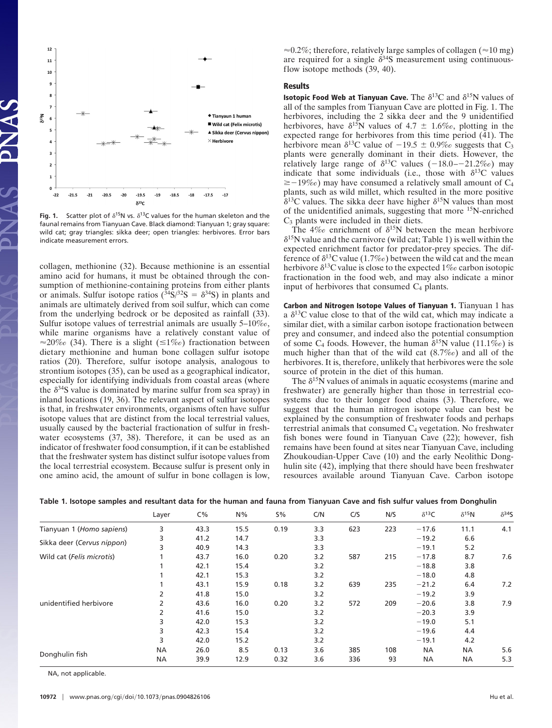**Fig. 1.** Scatter plot of $\delta^{15}N$ vs. $\delta^{13}C$ values for the human skeleton and the faunal remains from Tianyuan Cave. Black diamond: Tianyuan 1; gray square: wild cat; gray triangles: sikka deer; open triangles: herbivores. Error bars indicate measurement errors.

collagen, methionine (32). Because methionine is an essential amino acid for humans, it must be obtained through the consumption of methionine-containing proteins from either plants or animals. Sulfur isotope ratios ($^{34}S/^{32}S = \delta^{34}S$) in plants and animals are ultimately derived from soil sulfur, which can come from the underlying bedrock or be deposited as rainfall (33). Sulfur isotope values of terrestrial animals are usually 5–10‰, while marine organisms have a relatively constant value of ≈20‰ (34). There is a slight (≤1‰) fractionation between dietary methionine and human bone collagen sulfur isotope ratios (20). Therefore, sulfur isotope analysis, analogous to strontium isotopes (35), can be used as a geographical indicator, especially for identifying individuals from coastal areas (where the $\delta^{34}S$ value is dominated by marine sulfur from sea spray) in inland locations (19, 36). The relevant aspect of sulfur isotopes is that, in freshwater environments, organisms often have sulfur isotope values that are distinct from the local terrestrial values, usually caused by the bacterial fractionation of sulfur in freshwater ecosystems (37, 38). Therefore, it can be used as an indicator of freshwater food consumption, if it can be established that the freshwater system has distinct sulfur isotope values from the local terrestrial ecosystem. Because sulfur is present only in one amino acid, the amount of sulfur in bone collagen is low, ≈0.2%; therefore, relatively large samples of collagen (≈10 mg) are required for a single $\delta^{34}S$ measurement using continuous-flow isotope methods (39, 40).

## Results

**Isotopic Food Web at Tianyuan Cave.** The $\delta^{13}C$ and $\delta^{15}N$ values of all of the samples from Tianyuan Cave are plotted in Fig. 1. The herbivores, including the 2 sikka deer and the 9 unidentified herbivores, have $\delta^{15}N$ values of 4.7 ± 1.6‰, plotting in the expected range for herbivores from this time period (41). The herbivore mean $\delta^{13}C$ value of −19.5 ± 0.9‰ suggests that $C_3$ plants were generally dominant in their diets. However, the relatively large range of $\delta^{13}C$ values (−18.0–−21.2‰) may indicate that some individuals (i.e., those with $\delta^{13}C$ values ≥−19‰) may have consumed a relatively small amount of $C_4$ plants, such as wild millet, which resulted in the more positive $\delta^{13}C$ values. The sikka deer have higher $\delta^{15}N$ values than most of the unidentified animals, suggesting that more $^{15}N$-enriched $C_3$ plants were included in their diets.

The 4‰ enrichment of $\delta^{15}N$ between the mean herbivore $\delta^{15}N$ value and the carnivore (wild cat; Table 1) is well within the expected enrichment factor for predator-prey species. The difference of $\delta^{13}C$ value (1.7‰) between the wild cat and the mean herbivore $\delta^{13}C$ value is close to the expected 1‰ carbon isotopic fractionation in the food web, and may also indicate a minor input of herbivores that consumed $C_4$ plants.

**Carbon and Nitrogen Isotope Values of Tianyuan 1.** Tianyuan 1 has a $\delta^{13}C$ value close to that of the wild cat, which may indicate a similar diet, with a similar carbon isotope fractionation between prey and consumer, and indeed also the potential consumption of some $C_4$ foods. However, the human $\delta^{15}N$ value (11.1‰) is much higher than that of the wild cat (8.7‰) and all of the herbivores. It is, therefore, unlikely that herbivores were the sole source of protein in the diet of this human.

The $\delta^{15}N$ values of animals in aquatic ecosystems (marine and freshwater) are generally higher than those in terrestrial ecosystems due to their longer food chains (3). Therefore, we suggest that the human nitrogen isotope value can best be explained by the consumption of freshwater foods and perhaps terrestrial animals that consumed $C_4$ vegetation. No freshwater fish bones were found in Tianyuan Cave (22); however, fish remains have been found at sites near Tianyuan Cave, including Zhoukoudian-Upper Cave (10) and the early Neolithic Donghulin site (42), implying that there should have been freshwater resources available around Tianyuan Cave. Carbon isotope

**Table 1. Isotope samples and resultant data for the human and fauna from Tianyuan Cave and fish sulfur values from Donghulin**

| | Layer | C% | N% | S% | C/N | C/S | N/S | $\delta^{13}C$ | $\delta^{15}N$ | $\delta^{34}S$ |
|---|---|---|---|---|---|---|---|---|---|---|
| Tianyuan 1 (*Homo sapiens*) | 3 | 43.3 | 15.5 | 0.19 | 3.3 | 623 | 223 | −17.6 | 11.1 | 4.1 |
| Sikka deer (*Cervus nippon*) | 3 | 41.2 | 14.7 | | 3.3 | | | −19.2 | 6.6 | |
| | 3 | 40.9 | 14.3 | | 3.3 | | | −19.1 | 5.2 | |
| Wild cat (*Felis microtis*) | 1 | 43.7 | 16.0 | 0.20 | 3.2 | 587 | 215 | −17.8 | 8.7 | 7.6 |
| unidentified herbivore | 1 | 42.1 | 15.4 | | 3.2 | | | −18.8 | 3.8 | |
| | 1 | 42.1 | 15.3 | | 3.2 | | | −18.0 | 4.8 | |
| | 1 | 43.1 | 15.9 | 0.18 | 3.2 | 639 | 235 | −21.2 | 6.4 | 7.2 |
| | 2 | 41.8 | 15.0 | | 3.2 | | | −19.2 | 3.9 | |
| | 2 | 43.6 | 16.0 | 0.20 | 3.2 | 572 | 209 | −20.6 | 3.8 | 7.9 |
| | 2 | 41.6 | 15.0 | | 3.2 | | | −20.3 | 3.9 | |
| | 3 | 42.0 | 15.3 | | 3.2 | | | −19.0 | 5.1 | |
| | 3 | 42.3 | 15.4 | | 3.2 | | | −19.6 | 4.4 | |
| | 3 | 42.0 | 15.2 | | 3.2 | | | −19.1 | 4.2 | |
| Donghulin fish | NA | 26.0 | 8.5 | 0.13 | 3.6 | 385 | 108 | NA | NA | 5.6 |
| | NA | 39.9 | 12.9 | 0.32 | 3.6 | 336 | 93 | NA | NA | 5.3 |

NA, not applicable.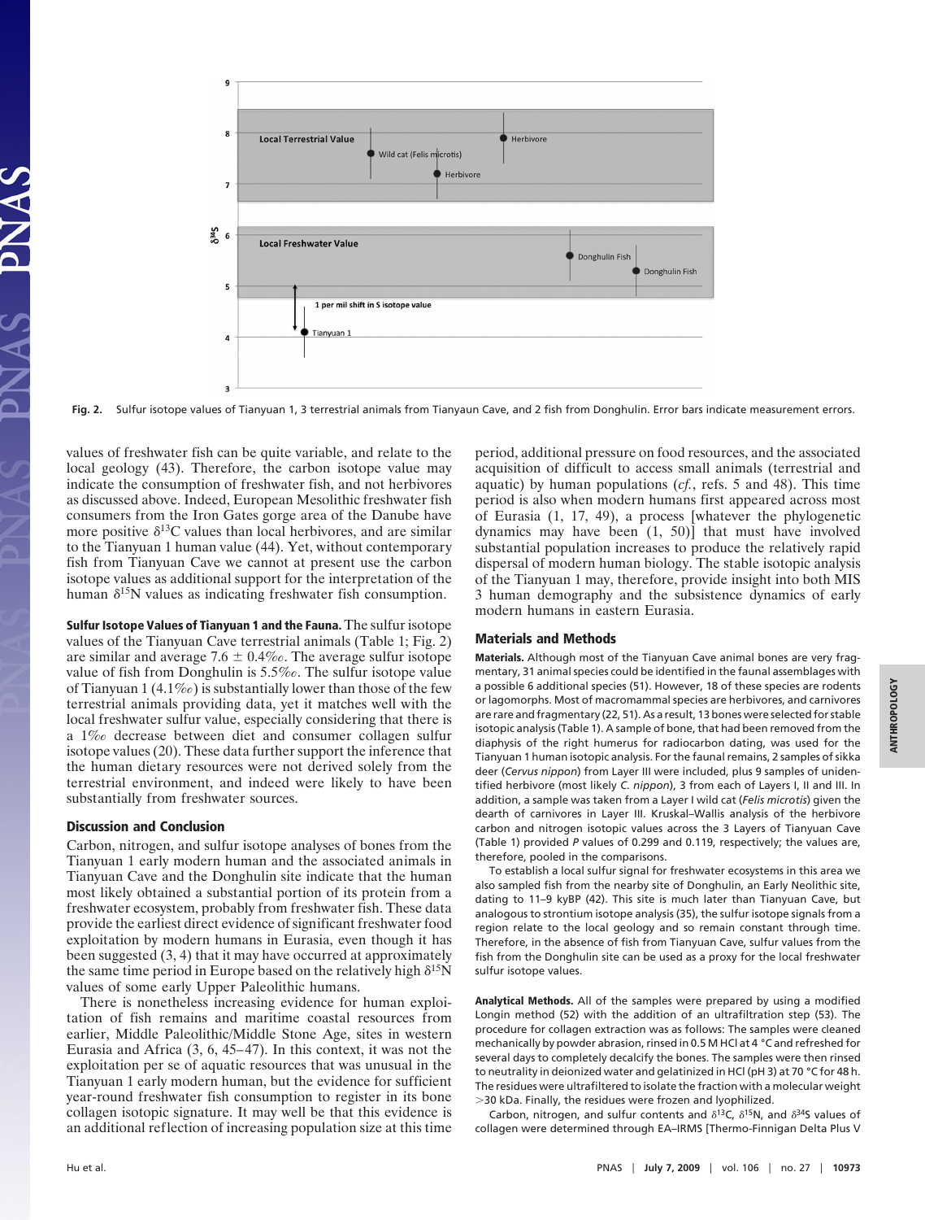Fig. 2. Sulfur isotope values of Tianyuan 1, 3 terrestrial animals from Tianyaun Cave, and 2 fish from Donghulin. Error bars indicate measurement errors.

values of freshwater fish can be quite variable, and relate to the local geology (43). Therefore, the carbon isotope value may indicate the consumption of freshwater fish, and not herbivores as discussed above. Indeed, European Mesolithic freshwater fish consumers from the Iron Gates gorge area of the Danube have more positive $\delta^{13}$C values than local herbivores, and are similar to the Tianyuan 1 human value (44). Yet, without contemporary fish from Tianyuan Cave we cannot at present use the carbon isotope values as additional support for the interpretation of the human $\delta^{15}$N values as indicating freshwater fish consumption.

**Sulfur Isotope Values of Tianyuan 1 and the Fauna.** The sulfur isotope values of the Tianyuan Cave terrestrial animals (Table 1; Fig. 2) are similar and average 7.6 ± 0.4‰. The average sulfur isotope value of fish from Donghulin is 5.5‰. The sulfur isotope value of Tianyuan 1 (4.1‰) is substantially lower than those of the few terrestrial animals providing data, yet it matches well with the local freshwater sulfur value, especially considering that there is a 1‰ decrease between diet and consumer collagen sulfur isotope values (20). These data further support the inference that the human dietary resources were not derived solely from the terrestrial environment, and indeed were likely to have been substantially from freshwater sources.

## Discussion and Conclusion

Carbon, nitrogen, and sulfur isotope analyses of bones from the Tianyuan 1 early modern human and the associated animals in Tianyuan Cave and the Donghulin site indicate that the human most likely obtained a substantial portion of its protein from a freshwater ecosystem, probably from freshwater fish. These data provide the earliest direct evidence of significant freshwater food exploitation by modern humans in Eurasia, even though it has been suggested (3, 4) that it may have occurred at approximately the same time period in Europe based on the relatively high $\delta^{15}$N values of some early Upper Paleolithic humans.

There is nonetheless increasing evidence for human exploitation of fish remains and maritime coastal resources from earlier, Middle Paleolithic/Middle Stone Age, sites in western Eurasia and Africa (3, 6, 45–47). In this context, it was not the exploitation per se of aquatic resources that was unusual in the Tianyuan 1 early modern human, but the evidence for sufficient year-round freshwater fish consumption to register in its bone collagen isotopic signature. It may well be that this evidence is an additional reflection of increasing population size at this time period, additional pressure on food resources, and the associated acquisition of difficult to access small animals (terrestrial and aquatic) by human populations (*cf.*, refs. 5 and 48). This time period is also when modern humans first appeared across most of Eurasia (1, 17, 49), a process [whatever the phylogenetic dynamics may have been (1, 50)] that must have involved substantial population increases to produce the relatively rapid dispersal of modern human biology. The stable isotopic analysis of the Tianyuan 1 may, therefore, provide insight into both MIS 3 human demography and the subsistence dynamics of early modern humans in eastern Eurasia.

## Materials and Methods

**Materials.** Although most of the Tianyuan Cave animal bones are very fragmentary, 31 animal species could be identified in the faunal assemblages with a possible 6 additional species (51). However, 18 of these species are rodents or lagomorphs. Most of macromammal species are herbivores, and carnivores are rare and fragmentary (22, 51). As a result, 13 bones were selected for stable isotopic analysis (Table 1). A sample of bone, that had been removed from the diaphysis of the right humerus for radiocarbon dating, was used for the Tianyuan 1 human isotopic analysis. For the faunal remains, 2 samples of sikka deer (*Cervus nippon*) from Layer III were included, plus 9 samples of unidentified herbivore (most likely *C. nippon*), 3 from each of Layers I, II and III. In addition, a sample was taken from a Layer I wild cat (*Felis microtis*) given the dearth of carnivores in Layer III. Kruskal–Wallis analysis of the herbivore carbon and nitrogen isotopic values across the 3 Layers of Tianyuan Cave (Table 1) provided $P$ values of 0.299 and 0.119, respectively; the values are, therefore, pooled in the comparisons.

To establish a local sulfur signal for freshwater ecosystems in this area we also sampled fish from the nearby site of Donghulin, an Early Neolithic site, dating to 11–9 kyBP (42). This site is much later than Tianyuan Cave, but analogous to strontium isotope analysis (35), the sulfur isotope signals from a region relate to the local geology and so remain constant through time. Therefore, in the absence of fish from Tianyuan Cave, sulfur values from the fish from the Donghulin site can be used as a proxy for the local freshwater sulfur isotope values.

**Analytical Methods.** All of the samples were prepared by using a modified Longin method (52) with the addition of an ultrafiltration step (53). The procedure for collagen extraction was as follows: The samples were cleaned mechanically by powder abrasion, rinsed in 0.5 M HCl at 4 °C and refreshed for several days to completely decalcify the bones. The samples were then rinsed to neutrality in deionized water and gelatinized in HCl (pH 3) at 70 °C for 48 h. The residues were ultrafiltered to isolate the fraction with a molecular weight >30 kDa. Finally, the residues were frozen and lyophilized.

Carbon, nitrogen, and sulfur contents and $\delta^{13}$C, $\delta^{15}$N, and $\delta^{34}$S values of collagen were determined through EA–IRMS [Thermo-Finnigan Delta Plus V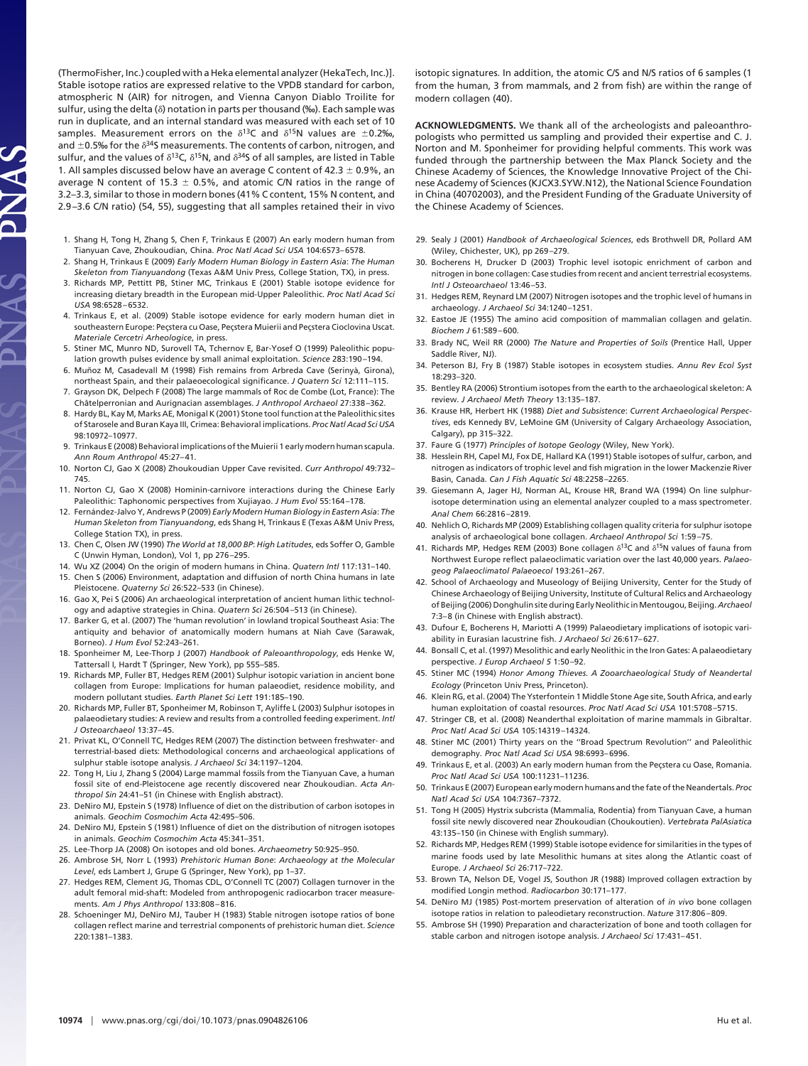(ThermoFisher, Inc.) coupled with a Heka elemental analyzer (HekaTech, Inc.)]. Stable isotope ratios are expressed relative to the VPDB standard for carbon, atmospheric N (AIR) for nitrogen, and Vienna Canyon Diablo Troilite for sulfur, using the delta ($\delta$) notation in parts per thousand (‰). Each sample was run in duplicate, and an internal standard was measured with each set of 10 samples. Measurement errors on the $\delta^{13}C$ and $\delta^{15}N$ values are $\pm 0.2$‰, and $\pm 0.5$‰ for the $\delta^{34}S$ measurements. The contents of carbon, nitrogen, and sulfur, and the values of $\delta^{13}C$, $\delta^{15}N$, and $\delta^{34}S$ of all samples, are listed in Table 1. All samples discussed below have an average C content of $42.3 \pm 0.9$%, an average N content of $15.3 \pm 0.5$%, and atomic C/N ratios in the range of 3.2–3.3, similar to those in modern bones (41% C content, 15% N content, and 2.9–3.6 C/N ratio) (54, 55), suggesting that all samples retained their in vivo isotopic signatures. In addition, the atomic C/S and N/S ratios of 6 samples (1 from the human, 3 from mammals, and 2 from fish) are within the range of modern collagen (40).

**ACKNOWLEDGMENTS.** We thank all of the archeologists and paleoanthropologists who permitted us sampling and provided their expertise and C. J. Norton and M. Sponheimer for providing helpful comments. This work was funded through the partnership between the Max Planck Society and the Chinese Academy of Sciences, the Knowledge Innovative Project of the Chinese Academy of Sciences (KJCX3.SYW.N12), the National Science Foundation in China (40702003), and the President Funding of the Graduate University of the Chinese Academy of Sciences.

1. Shang H, Tong H, Zhang S, Chen F, Trinkaus E (2007) An early modern human from Tianyuan Cave, Zhoukoudian, China. *Proc Natl Acad Sci USA* 104:6573–6578.
2. Shang H, Trinkaus E (2009) *Early Modern Human Biology in Eastern Asia*: *The Human Skeleton from Tianyuandong* (Texas A&M Univ Press, College Station, TX), in press.
3. Richards MP, Pettitt PB, Stiner MC, Trinkaus E (2001) Stable isotope evidence for increasing dietary breadth in the European mid-Upper Paleolithic. *Proc Natl Acad Sci USA* 98:6528–6532.
4. Trinkaus E, et al. (2009) Stable isotope evidence for early modern human diet in southeastern Europe: Peçstera cu Oase, Peçstera Muierii and Peçstera Cioclovina Uscat. *Materiale Cercetri Arheologice*, in press.
5. Stiner MC, Munro ND, Surovell TA, Tchernov E, Bar-Yosef O (1999) Paleolithic population growth pulses evidence by small animal exploitation. *Science* 283:190–194.
6. Muñoz M, Casadevall M (1998) Fish remains from Arbreda Cave (Serinyà, Girona), northeast Spain, and their palaeoecological significance. *J Quatern Sci* 12:111–115.
7. Grayson DK, Delpech F (2008) The large mammals of Roc de Combe (Lot, France): The Châtelperronian and Aurignacian assemblages. *J Anthropol Archaeol* 27:338–362.
8. Hardy BL, Kay M, Marks AE, Monigal K (2001) Stone tool function at the Paleolithic sites of Starosele and Buran Kaya III, Crimea: Behavioral implications. *Proc Natl Acad Sci USA* 98:10972–10977.
9. Trinkaus E (2008) Behavioral implications of the Muierii 1 early modern human scapula. *Ann Roum Anthropol* 45:27–41.
10. Norton CJ, Gao X (2008) Zhoukoudian Upper Cave revisited. *Curr Anthropol* 49:732–745.
11. Norton CJ, Gao X (2008) Hominin-carnivore interactions during the Chinese Early Paleolithic: Taphonomic perspectives from Xujiayao. *J Hum Evol* 55:164–178.
12. Fernández-Jalvo Y, Andrews P (2009) *Early Modern Human Biology in Eastern Asia*: *The Human Skeleton from Tianyuandong*, eds Shang H, Trinkaus E (Texas A&M Univ Press, College Station TX), in press.
13. Chen C, Olsen JW (1990) *The World at 18,000 BP*: *High Latitudes*, eds Soffer O, Gamble C (Unwin Hyman, London), Vol 1, pp 276–295.
14. Wu XZ (2004) On the origin of modern humans in China. *Quatern Intl* 117:131–140.
15. Chen S (2006) Environment, adaptation and diffusion of north China humans in late Pleistocene. *Quaterny Sci* 26:522–533 (in Chinese).
16. Gao X, Pei S (2006) An archaeological interpretation of ancient human lithic technology and adaptive strategies in China. *Quatern Sci* 26:504–513 (in Chinese).
17. Barker G, et al. (2007) The 'human revolution' in lowland tropical Southeast Asia: The antiquity and behavior of anatomically modern humans at Niah Cave (Sarawak, Borneo). *J Hum Evol* 52:243–261.
18. Sponheimer M, Lee-Thorp J (2007) *Handbook of Paleoanthropology*, eds Henke W, Tattersall I, Hardt T (Springer, New York), pp 555–585.
19. Richards MP, Fuller BT, Hedges REM (2001) Sulphur isotopic variation in ancient bone collagen from Europe: Implications for human palaeodiet, residence mobility, and modern pollutant studies. *Earth Planet Sci Lett* 191:185–190.
20. Richards MP, Fuller BT, Sponheimer M, Robinson T, Ayliffe L (2003) Sulphur isotopes in palaeodietary studies: A review and results from a controlled feeding experiment. *Intl J Osteoarchaeol* 13:37–45.
21. Privat KL, O'Connell TC, Hedges REM (2007) The distinction between freshwater- and terrestrial-based diets: Methodological concerns and archaeological applications of sulphur stable isotope analysis. *J Archaeol Sci* 34:1197–1204.
22. Tong H, Liu J, Zhang S (2004) Large mammal fossils from the Tianyuan Cave, a human fossil site of end-Pleistocene age recently discovered near Zhoukoudian. *Acta Anthropol Sin* 24:41–51 (in Chinese with English abstract).
23. DeNiro MJ, Epstein S (1978) Influence of diet on the distribution of carbon isotopes in animals. *Geochim Cosmochim Acta* 42:495–506.
24. DeNiro MJ, Epstein S (1981) Influence of diet on the distribution of nitrogen isotopes in animals. *Geochim Cosmochim Acta* 45:341–351.
25. Lee-Thorp JA (2008) On isotopes and old bones. *Archaeometry* 50:925–950.
26. Ambrose SH, Norr L (1993) *Prehistoric Human Bone*: *Archaeology at the Molecular Level*, eds Lambert J, Grupe G (Springer, New York), pp 1–37.
27. Hedges REM, Clement JG, Thomas CDL, O'Connell TC (2007) Collagen turnover in the adult femoral mid-shaft: Modeled from anthropogenic radiocarbon tracer measurements. *Am J Phys Anthropol* 133:808–816.
28. Schoeninger MJ, DeNiro MJ, Tauber H (1983) Stable nitrogen isotope ratios of bone collagen reflect marine and terrestrial components of prehistoric human diet. *Science* 220:1381–1383.
29. Sealy J (2001) *Handbook of Archaeological Sciences*, eds Brothwell DR, Pollard AM (Wiley, Chichester, UK), pp 269–279.
30. Bocherens H, Drucker D (2003) Trophic level isotopic enrichment of carbon and nitrogen in bone collagen: Case studies from recent and ancient terrestrial ecosystems. *Intl J Osteoarchaeol* 13:46–53.
31. Hedges REM, Reynard LM (2007) Nitrogen isotopes and the trophic level of humans in archaeology. *J Archaeol Sci* 34:1240–1251.
32. Eastoe JE (1955) The amino acid composition of mammalian collagen and gelatin. *Biochem J* 61:589–600.
33. Brady NC, Weil RR (2000) *The Nature and Properties of Soils* (Prentice Hall, Upper Saddle River, NJ).
34. Peterson BJ, Fry B (1987) Stable isotopes in ecosystem studies. *Annu Rev Ecol Syst* 18:293–320.
35. Bentley RA (2006) Strontium isotopes from the earth to the archaeological skeleton: A review. *J Archaeol Meth Theory* 13:135–187.
36. Krause HR, Herbert HK (1988) *Diet and Subsistence*: *Current Archaeological Perspectives*, eds Kennedy BV, LeMoine GM (University of Calgary Archaeology Association, Calgary), pp 315–322.
37. Faure G (1977) *Principles of Isotope Geology* (Wiley, New York).
38. Hesslein RH, Capel MJ, Fox DE, Hallard KA (1991) Stable isotopes of sulfur, carbon, and nitrogen as indicators of trophic level and fish migration in the lower Mackenzie River Basin, Canada. *Can J Fish Aquatic Sci* 48:2258–2265.
39. Giesemann A, Jager HJ, Norman AL, Krouse HR, Brand WA (1994) On line sulphur-isotope determination using an elemental analyzer coupled to a mass spectrometer. *Anal Chem* 66:2816–2819.
40. Nehlich O, Richards MP (2009) Establishing collagen quality criteria for sulphur isotope analysis of archaeological bone collagen. *Archaeol Anthropol Sci* 1:59–75.
41. Richards MP, Hedges REM (2003) Bone collagen $\delta^{13}C$ and $\delta^{15}N$ values of fauna from Northwest Europe reflect palaeoclimatic variation over the last 40,000 years. *Palaeogeog Palaeoclimatol Palaeoecol* 193:261–267.
42. School of Archaeology and Museology of Beijing University, Center for the Study of Chinese Archaeology of Beijing University, Institute of Cultural Relics and Archaeology of Beijing (2006) Donghulin site during Early Neolithic in Mentougou, Beijing. *Archaeol* 7:3–8 (in Chinese with English abstract).
43. Dufour E, Bocherens H, Mariotti A (1999) Palaeodietary implications of isotopic variability in Eurasian lacustrine fish. *J Archaeol Sci* 26:617–627.
44. Bonsall C, et al. (1997) Mesolithic and early Neolithic in the Iron Gates: A palaeodietary perspective. *J Europ Archaeol 5* 1:50–92.
45. Stiner MC (1994) *Honor Among Thieves. A Zooarchaeological Study of Neandertal Ecology* (Princeton Univ Press, Princeton).
46. Klein RG, et al. (2004) The Ysterfontein 1 Middle Stone Age site, South Africa, and early human exploitation of coastal resources. *Proc Natl Acad Sci USA* 101:5708–5715.
47. Stringer CB, et al. (2008) Neanderthal exploitation of marine mammals in Gibraltar. *Proc Natl Acad Sci USA* 105:14319–14324.
48. Stiner MC (2001) Thirty years on the ''Broad Spectrum Revolution'' and Paleolithic demography. *Proc Natl Acad Sci USA* 98:6993–6996.
49. Trinkaus E, et al. (2003) An early modern human from the Peçstera cu Oase, Romania. *Proc Natl Acad Sci USA* 100:11231–11236.
50. Trinkaus E (2007) European early modern humans and the fate of the Neandertals. *Proc Natl Acad Sci USA* 104:7367–7372.
51. Tong H (2005) Hystrix subcrista (Mammalia, Rodentia) from Tianyuan Cave, a human fossil site newly discovered near Zhoukoudian (Choukoutien). *Vertebrata PalAsiatica* 43:135–150 (in Chinese with English summary).
52. Richards MP, Hedges REM (1999) Stable isotope evidence for similarities in the types of marine foods used by late Mesolithic humans at sites along the Atlantic coast of Europe. *J Archaeol Sci* 26:717–722.
53. Brown TA, Nelson DE, Vogel JS, Southon JR (1988) Improved collagen extraction by modified Longin method. *Radiocarbon* 30:171–177.
54. DeNiro MJ (1985) Post-mortem preservation of alteration of *in vivo* bone collagen isotope ratios in relation to paleodietary reconstruction. *Nature* 317:806–809.
55. Ambrose SH (1990) Preparation and characterization of bone and tooth collagen for stable carbon and nitrogen isotope analysis. *J Archaeol Sci* 17:431–451.